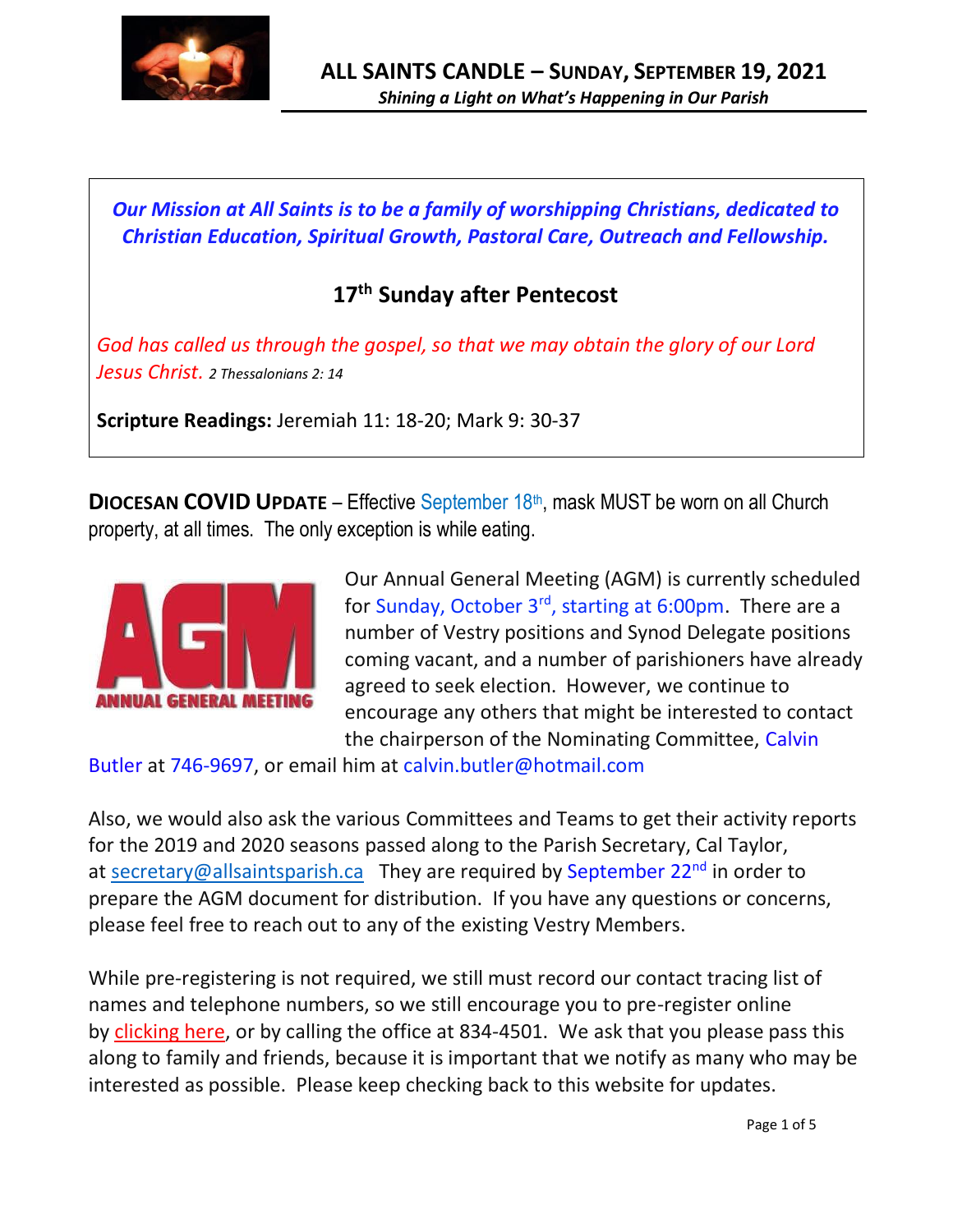# ALL SAINTS CANDLE – SUNDAY, SEPTEMBER 19, 2021

***Shining a Light on What's Happening in Our Parish***

***Our Mission at All Saints is to be a family of worshipping Christians, dedicated to Christian Education, Spiritual Growth, Pastoral Care, Outreach and Fellowship.***

## 17th Sunday after Pentecost

*God has called us through the gospel, so that we may obtain the glory of our Lord Jesus Christ.* *2 Thessalonians 2: 14*

**Scripture Readings:** Jeremiah 11: 18-20; Mark 9: 30-37

**DIOCESAN COVID UPDATE** – Effective September 18th, mask MUST be worn on all Church property, at all times. The only exception is while eating.

Our Annual General Meeting (AGM) is currently scheduled for Sunday, October 3rd, starting at 6:00pm. There are a number of Vestry positions and Synod Delegate positions coming vacant, and a number of parishioners have already agreed to seek election. However, we continue to encourage any others that might be interested to contact the chairperson of the Nominating Committee, Calvin Butler at 746-9697, or email him at calvin.butler@hotmail.com

Also, we would also ask the various Committees and Teams to get their activity reports for the 2019 and 2020 seasons passed along to the Parish Secretary, Cal Taylor, at secretary@allsaintsparish.ca They are required by September 22nd in order to prepare the AGM document for distribution. If you have any questions or concerns, please feel free to reach out to any of the existing Vestry Members.

While pre-registering is not required, we still must record our contact tracing list of names and telephone numbers, so we still encourage you to pre-register online by clicking here, or by calling the office at 834-4501. We ask that you please pass this along to family and friends, because it is important that we notify as many who may be interested as possible. Please keep checking back to this website for updates.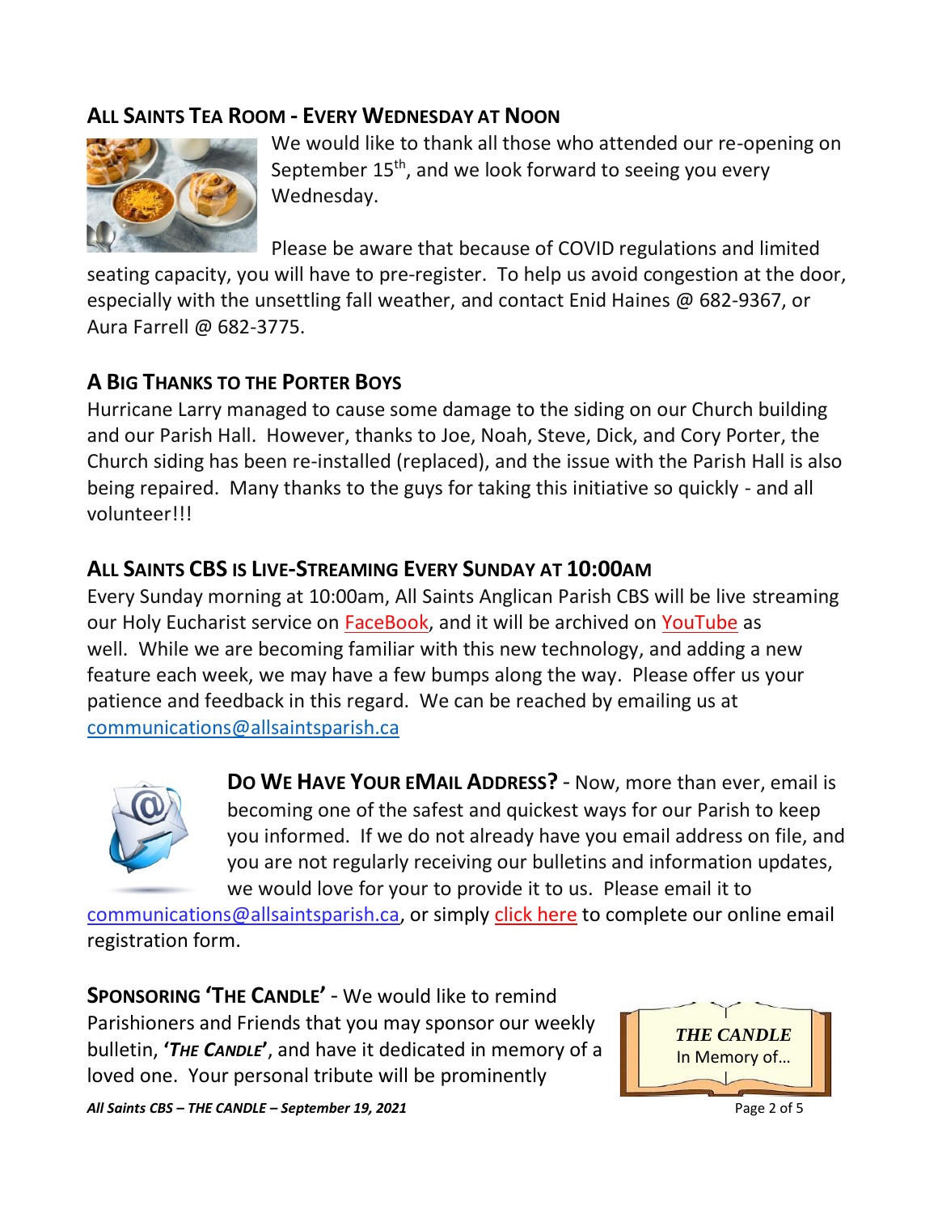## ALL SAINTS TEA ROOM - EVERY WEDNESDAY AT NOON

We would like to thank all those who attended our re-opening on September 15th, and we look forward to seeing you every Wednesday.

Please be aware that because of COVID regulations and limited seating capacity, you will have to pre-register. To help us avoid congestion at the door, especially with the unsettling fall weather, and contact Enid Haines @ 682-9367, or Aura Farrell @ 682-3775.

## A BIG THANKS TO THE PORTER BOYS

Hurricane Larry managed to cause some damage to the siding on our Church building and our Parish Hall. However, thanks to Joe, Noah, Steve, Dick, and Cory Porter, the Church siding has been re-installed (replaced), and the issue with the Parish Hall is also being repaired. Many thanks to the guys for taking this initiative so quickly - and all volunteer!!!

## ALL SAINTS CBS IS LIVE-STREAMING EVERY SUNDAY AT 10:00AM

Every Sunday morning at 10:00am, All Saints Anglican Parish CBS will be live streaming our Holy Eucharist service on FaceBook, and it will be archived on YouTube as well. While we are becoming familiar with this new technology, and adding a new feature each week, we may have a few bumps along the way. Please offer us your patience and feedback in this regard. We can be reached by emailing us at communications@allsaintsparish.ca

**DO WE HAVE YOUR EMAIL ADDRESS?** - Now, more than ever, email is becoming one of the safest and quickest ways for our Parish to keep you informed. If we do not already have you email address on file, and you are not regularly receiving our bulletins and information updates, we would love for your to provide it to us. Please email it to communications@allsaintsparish.ca, or simply click here to complete our online email registration form.

**SPONSORING 'THE CANDLE'** - We would like to remind Parishioners and Friends that you may sponsor our weekly bulletin, **'*THE CANDLE*'**, and have it dedicated in memory of a loved one. Your personal tribute will be prominently

*THE CANDLE*
In Memory of…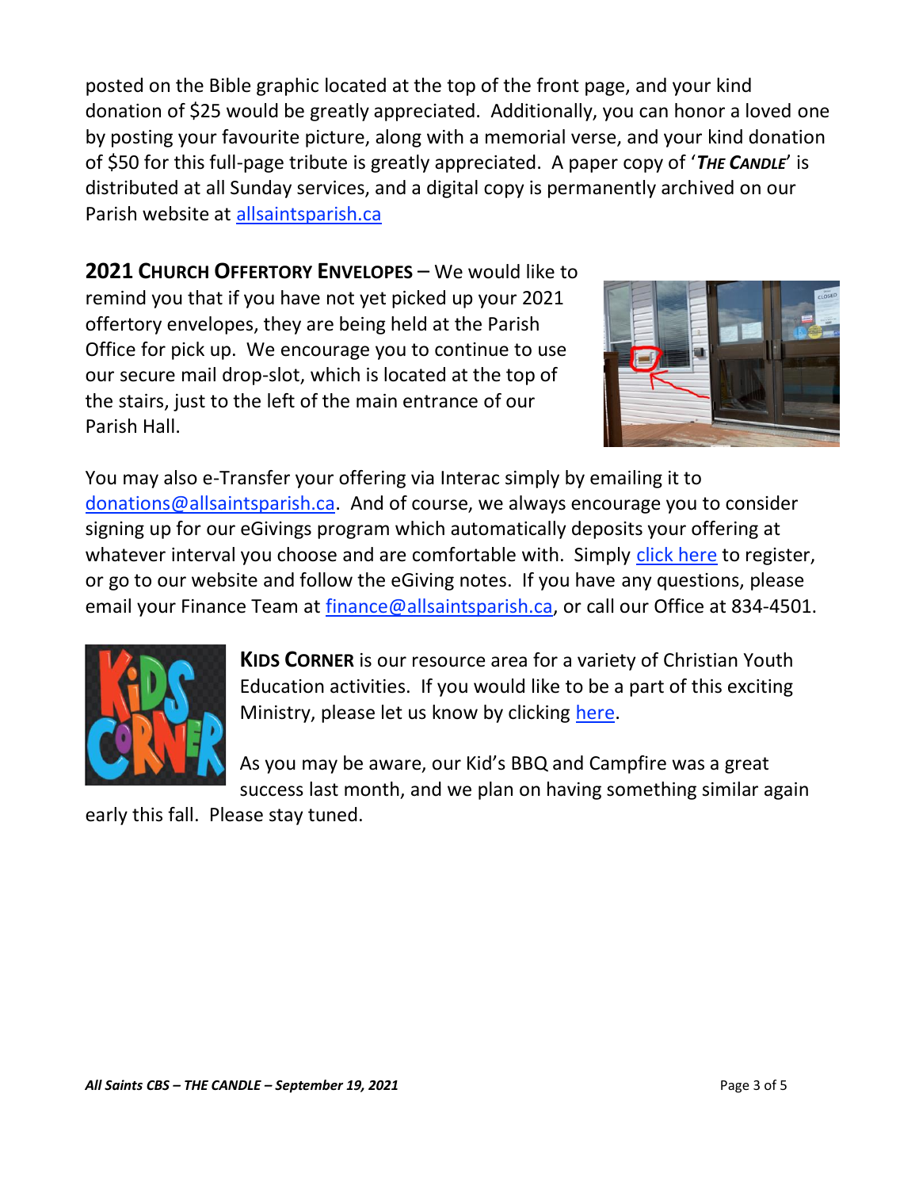posted on the Bible graphic located at the top of the front page, and your kind donation of $25 would be greatly appreciated. Additionally, you can honor a loved one by posting your favourite picture, along with a memorial verse, and your kind donation of $50 for this full-page tribute is greatly appreciated. A paper copy of '***The Candle***' is distributed at all Sunday services, and a digital copy is permanently archived on our Parish website at [allsaintsparish.ca](allsaintsparish.ca)

**2021 Church Offertory Envelopes** – We would like to remind you that if you have not yet picked up your 2021 offertory envelopes, they are being held at the Parish Office for pick up. We encourage you to continue to use our secure mail drop-slot, which is located at the top of the stairs, just to the left of the main entrance of our Parish Hall.

You may also e-Transfer your offering via Interac simply by emailing it to [donations@allsaintsparish.ca](mailto:donations@allsaintsparish.ca). And of course, we always encourage you to consider signing up for our eGivings program which automatically deposits your offering at whatever interval you choose and are comfortable with. Simply click here to register, or go to our website and follow the eGiving notes. If you have any questions, please email your Finance Team at [finance@allsaintsparish.ca](mailto:finance@allsaintsparish.ca), or call our Office at 834-4501.

**Kids Corner** is our resource area for a variety of Christian Youth Education activities. If you would like to be a part of this exciting Ministry, please let us know by clicking here.

As you may be aware, our Kid's BBQ and Campfire was a great success last month, and we plan on having something similar again early this fall. Please stay tuned.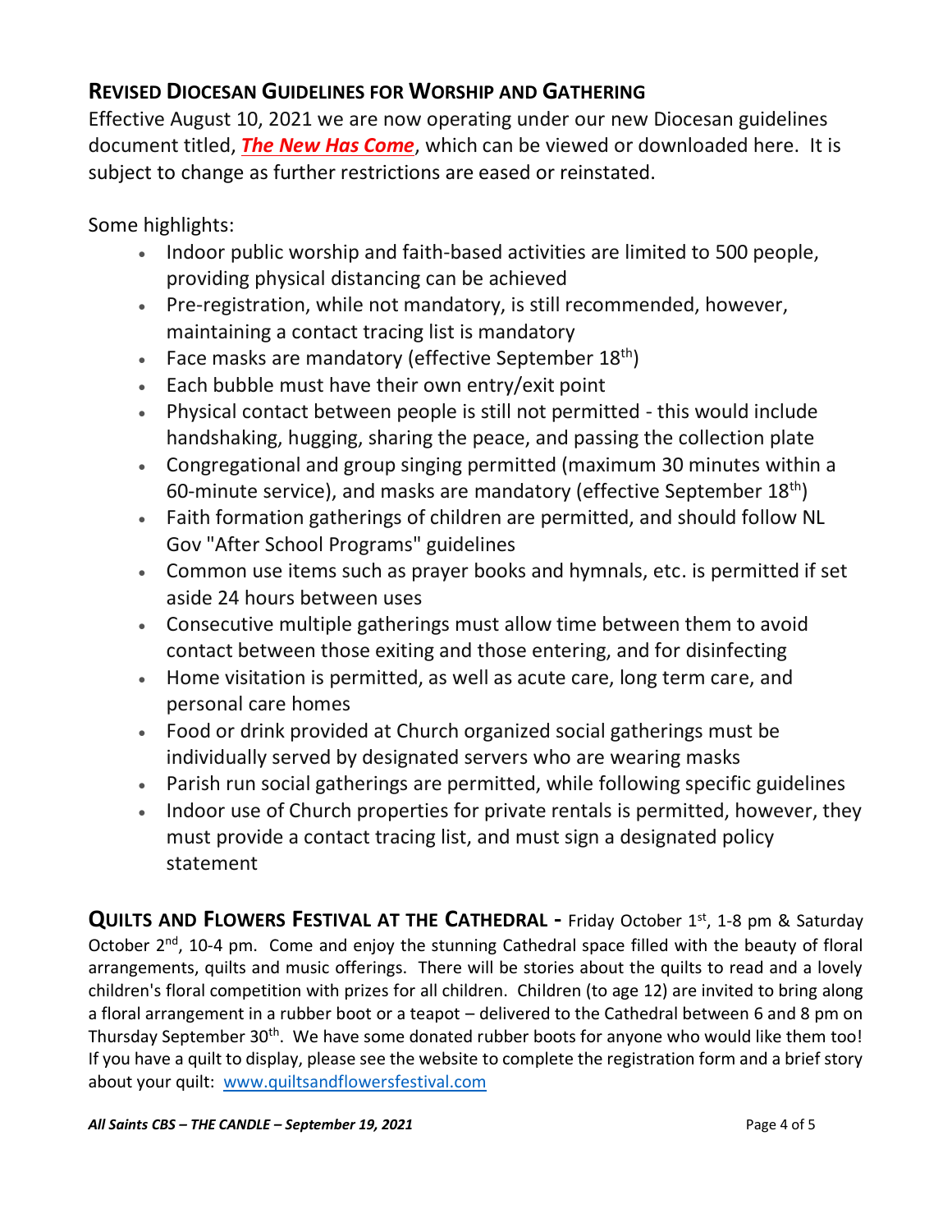## REVISED DIOCESAN GUIDELINES FOR WORSHIP AND GATHERING

Effective August 10, 2021 we are now operating under our new Diocesan guidelines document titled, ***The New Has Come***, which can be viewed or downloaded here. It is subject to change as further restrictions are eased or reinstated.

Some highlights:

- Indoor public worship and faith-based activities are limited to 500 people, providing physical distancing can be achieved
- Pre-registration, while not mandatory, is still recommended, however, maintaining a contact tracing list is mandatory
- Face masks are mandatory (effective September 18th)
- Each bubble must have their own entry/exit point
- Physical contact between people is still not permitted - this would include handshaking, hugging, sharing the peace, and passing the collection plate
- Congregational and group singing permitted (maximum 30 minutes within a 60-minute service), and masks are mandatory (effective September 18th)
- Faith formation gatherings of children are permitted, and should follow NL Gov "After School Programs" guidelines
- Common use items such as prayer books and hymnals, etc. is permitted if set aside 24 hours between uses
- Consecutive multiple gatherings must allow time between them to avoid contact between those exiting and those entering, and for disinfecting
- Home visitation is permitted, as well as acute care, long term care, and personal care homes
- Food or drink provided at Church organized social gatherings must be individually served by designated servers who are wearing masks
- Parish run social gatherings are permitted, while following specific guidelines
- Indoor use of Church properties for private rentals is permitted, however, they must provide a contact tracing list, and must sign a designated policy statement

**QUILTS AND FLOWERS FESTIVAL AT THE CATHEDRAL -** Friday October 1st, 1-8 pm & Saturday October 2nd, 10-4 pm. Come and enjoy the stunning Cathedral space filled with the beauty of floral arrangements, quilts and music offerings. There will be stories about the quilts to read and a lovely children's floral competition with prizes for all children. Children (to age 12) are invited to bring along a floral arrangement in a rubber boot or a teapot – delivered to the Cathedral between 6 and 8 pm on Thursday September 30th. We have some donated rubber boots for anyone who would like them too! If you have a quilt to display, please see the website to complete the registration form and a brief story about your quilt: www.quiltsandflowersfestival.com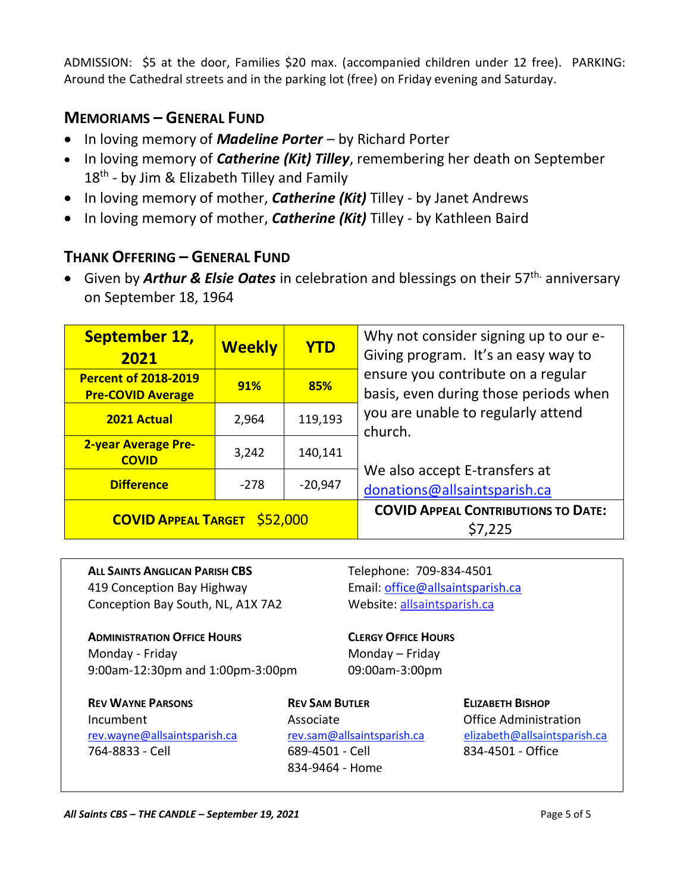ADMISSION: $5 at the door, Families $20 max. (accompanied children under 12 free). PARKING: Around the Cathedral streets and in the parking lot (free) on Friday evening and Saturday.

## MEMORIAMS – GENERAL FUND

- In loving memory of ***Madeline Porter*** – by Richard Porter
- In loving memory of ***Catherine (Kit) Tilley***, remembering her death on September 18th - by Jim & Elizabeth Tilley and Family
- In loving memory of mother, ***Catherine (Kit)*** Tilley - by Janet Andrews
- In loving memory of mother, ***Catherine (Kit)*** Tilley - by Kathleen Baird

## THANK OFFERING – GENERAL FUND

- Given by ***Arthur & Elsie Oates*** in celebration and blessings on their 57th. anniversary on September 18, 1964

| September 12, 2021 | Weekly | YTD | |
|---|---|---|---|
| **Percent of 2018-2019 Pre-COVID Average** | **91%** | **85%** | Why not consider signing up to our e-Giving program. It's an easy way to ensure you contribute on a regular basis, even during those periods when you are unable to regularly attend church. |
| **2021 Actual** | 2,964 | 119,193 | |
| **2-year Average Pre-COVID** | 3,242 | 140,141 | We also accept E-transfers at donations@allsaintsparish.ca |
| **Difference** | -278 | -20,947 | |
| **COVID APPEAL TARGET** $52,000 | | | **COVID APPEAL CONTRIBUTIONS TO DATE:** $7,225 |

**ALL SAINTS ANGLICAN PARISH CBS**
419 Conception Bay Highway
Conception Bay South, NL, A1X 7A2

Telephone: 709-834-4501
Email: office@allsaintsparish.ca
Website: allsaintsparish.ca

**ADMINISTRATION OFFICE HOURS**
Monday - Friday
9:00am-12:30pm and 1:00pm-3:00pm

**CLERGY OFFICE HOURS**
Monday – Friday
09:00am-3:00pm

**REV WAYNE PARSONS**
Incumbent
rev.wayne@allsaintsparish.ca
764-8833 - Cell

**REV SAM BUTLER**
Associate
rev.sam@allsaintsparish.ca
689-4501 - Cell
834-9464 - Home

**ELIZABETH BISHOP**
Office Administration
elizabeth@allsaintsparish.ca
834-4501 - Office